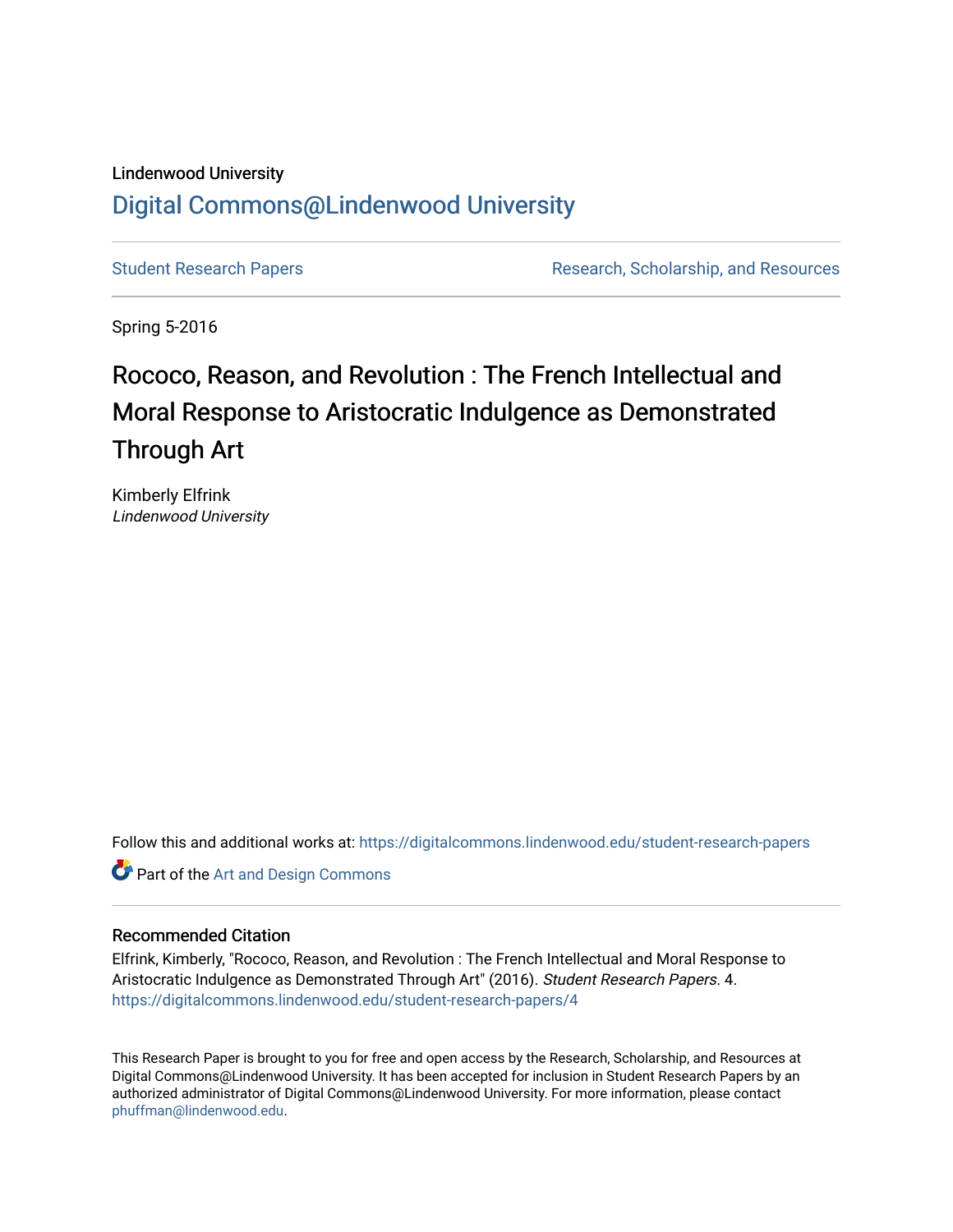Lindenwood University

# Digital Commons@Lindenwood University

Student Research Papers | Research, Scholarship, and Resources

Spring 5-2016

## Rococo, Reason, and Revolution : The French Intellectual and Moral Response to Aristocratic Indulgence as Demonstrated Through Art

Kimberly Elfrink
*Lindenwood University*

Follow this and additional works at: https://digitalcommons.lindenwood.edu/student-research-papers

Part of the Art and Design Commons

### Recommended Citation

Elfrink, Kimberly, "Rococo, Reason, and Revolution : The French Intellectual and Moral Response to Aristocratic Indulgence as Demonstrated Through Art" (2016). *Student Research Papers*. 4.
https://digitalcommons.lindenwood.edu/student-research-papers/4

This Research Paper is brought to you for free and open access by the Research, Scholarship, and Resources at Digital Commons@Lindenwood University. It has been accepted for inclusion in Student Research Papers by an authorized administrator of Digital Commons@Lindenwood University. For more information, please contact phuffman@lindenwood.edu.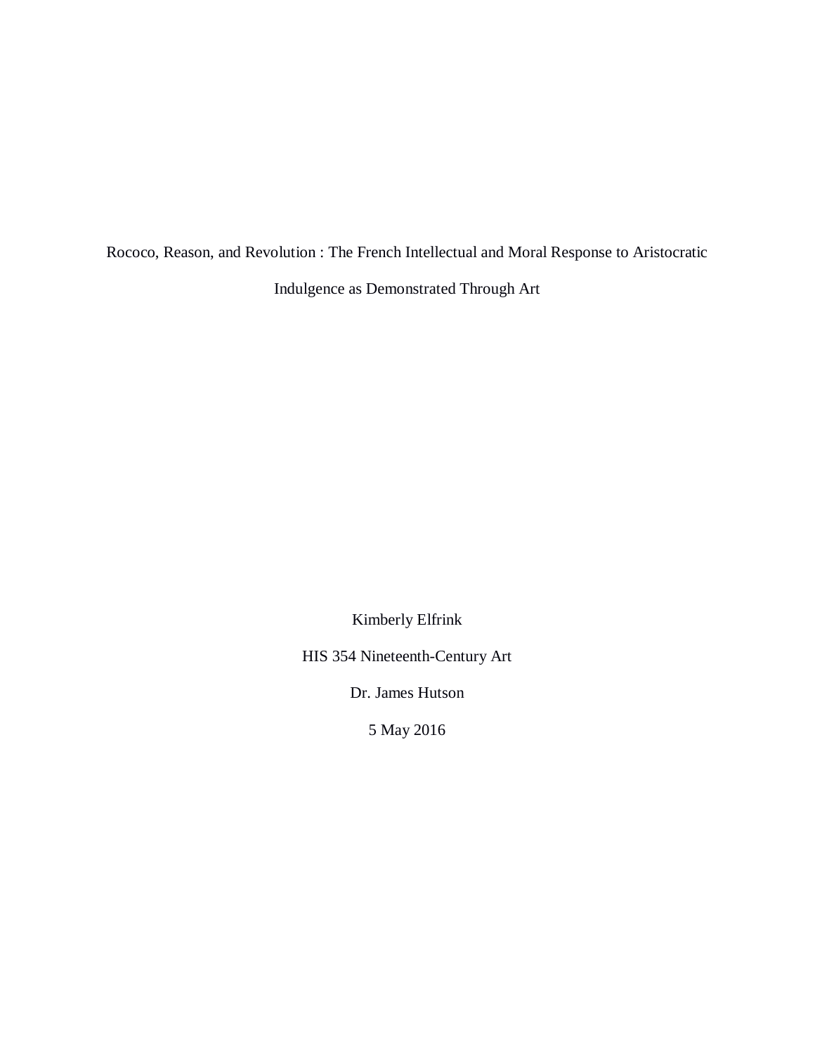# Rococo, Reason, and Revolution : The French Intellectual and Moral Response to Aristocratic Indulgence as Demonstrated Through Art

Kimberly Elfrink

HIS 354 Nineteenth-Century Art

Dr. James Hutson

5 May 2016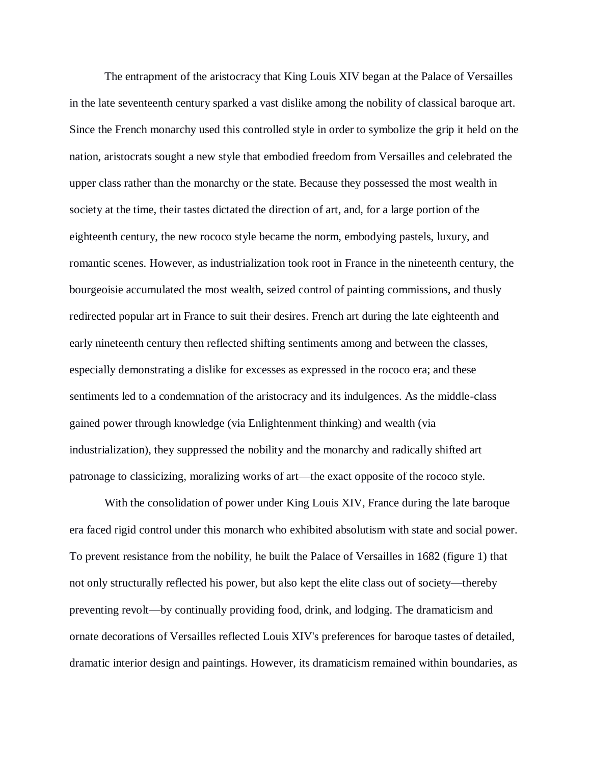The entrapment of the aristocracy that King Louis XIV began at the Palace of Versailles in the late seventeenth century sparked a vast dislike among the nobility of classical baroque art. Since the French monarchy used this controlled style in order to symbolize the grip it held on the nation, aristocrats sought a new style that embodied freedom from Versailles and celebrated the upper class rather than the monarchy or the state. Because they possessed the most wealth in society at the time, their tastes dictated the direction of art, and, for a large portion of the eighteenth century, the new rococo style became the norm, embodying pastels, luxury, and romantic scenes. However, as industrialization took root in France in the nineteenth century, the bourgeoisie accumulated the most wealth, seized control of painting commissions, and thusly redirected popular art in France to suit their desires. French art during the late eighteenth and early nineteenth century then reflected shifting sentiments among and between the classes, especially demonstrating a dislike for excesses as expressed in the rococo era; and these sentiments led to a condemnation of the aristocracy and its indulgences. As the middle-class gained power through knowledge (via Enlightenment thinking) and wealth (via industrialization), they suppressed the nobility and the monarchy and radically shifted art patronage to classicizing, moralizing works of art—the exact opposite of the rococo style.

With the consolidation of power under King Louis XIV, France during the late baroque era faced rigid control under this monarch who exhibited absolutism with state and social power. To prevent resistance from the nobility, he built the Palace of Versailles in 1682 (figure 1) that not only structurally reflected his power, but also kept the elite class out of society—thereby preventing revolt—by continually providing food, drink, and lodging. The dramaticism and ornate decorations of Versailles reflected Louis XIV's preferences for baroque tastes of detailed, dramatic interior design and paintings. However, its dramaticism remained within boundaries, as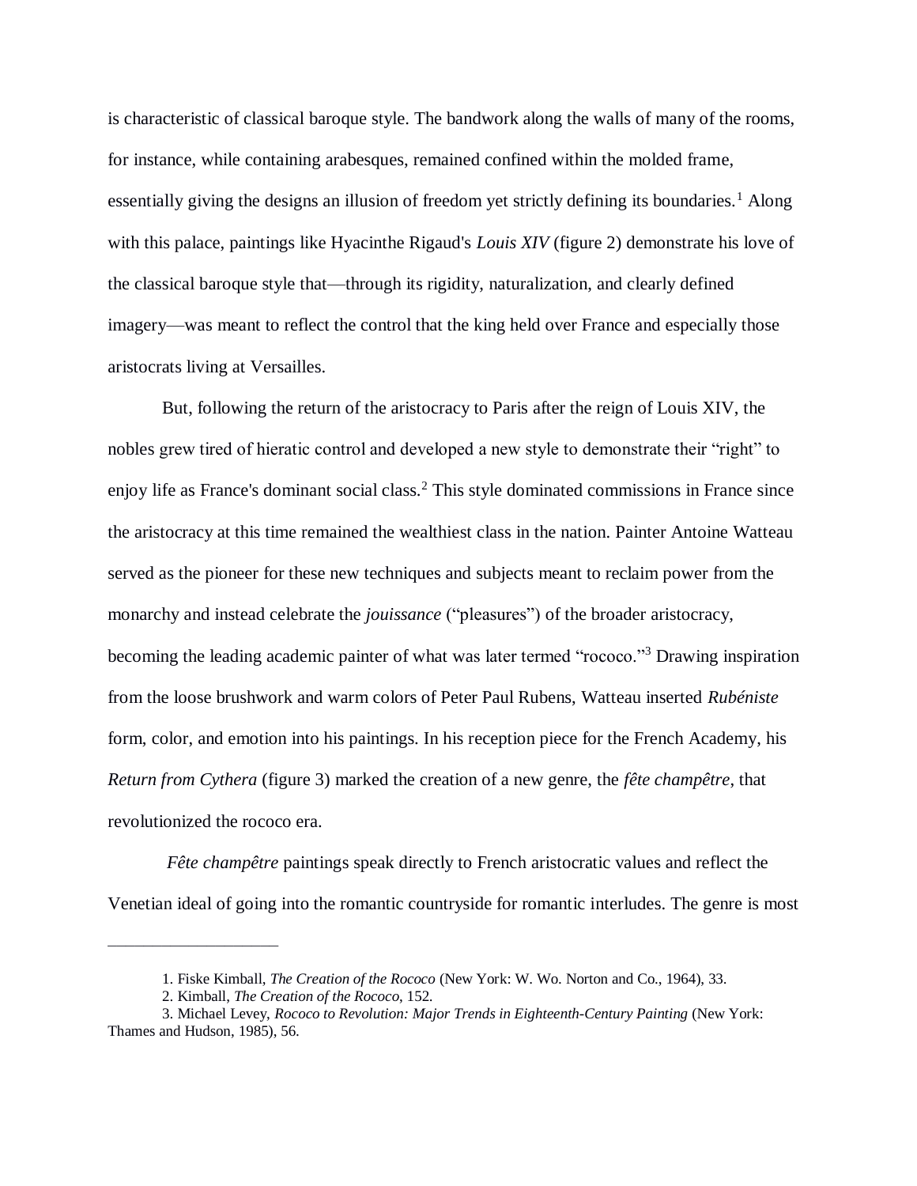is characteristic of classical baroque style. The bandwork along the walls of many of the rooms, for instance, while containing arabesques, remained confined within the molded frame, essentially giving the designs an illusion of freedom yet strictly defining its boundaries.[1] Along with this palace, paintings like Hyacinthe Rigaud's *Louis XIV* (figure 2) demonstrate his love of the classical baroque style that—through its rigidity, naturalization, and clearly defined imagery—was meant to reflect the control that the king held over France and especially those aristocrats living at Versailles.

But, following the return of the aristocracy to Paris after the reign of Louis XIV, the nobles grew tired of hieratic control and developed a new style to demonstrate their "right" to enjoy life as France's dominant social class.[2] This style dominated commissions in France since the aristocracy at this time remained the wealthiest class in the nation. Painter Antoine Watteau served as the pioneer for these new techniques and subjects meant to reclaim power from the monarchy and instead celebrate the *jouissance* ("pleasures") of the broader aristocracy, becoming the leading academic painter of what was later termed "rococo."[3] Drawing inspiration from the loose brushwork and warm colors of Peter Paul Rubens, Watteau inserted *Rubéniste* form, color, and emotion into his paintings. In his reception piece for the French Academy, his *Return from Cythera* (figure 3) marked the creation of a new genre, the *fête champêtre*, that revolutionized the rococo era.

*Fête champêtre* paintings speak directly to French aristocratic values and reflect the Venetian ideal of going into the romantic countryside for romantic interludes. The genre is most

---

1. Fiske Kimball, *The Creation of the Rococo* (New York: W. Wo. Norton and Co., 1964), 33.
2. Kimball, *The Creation of the Rococo*, 152.
3. Michael Levey, *Rococo to Revolution: Major Trends in Eighteenth-Century Painting* (New York: Thames and Hudson, 1985), 56.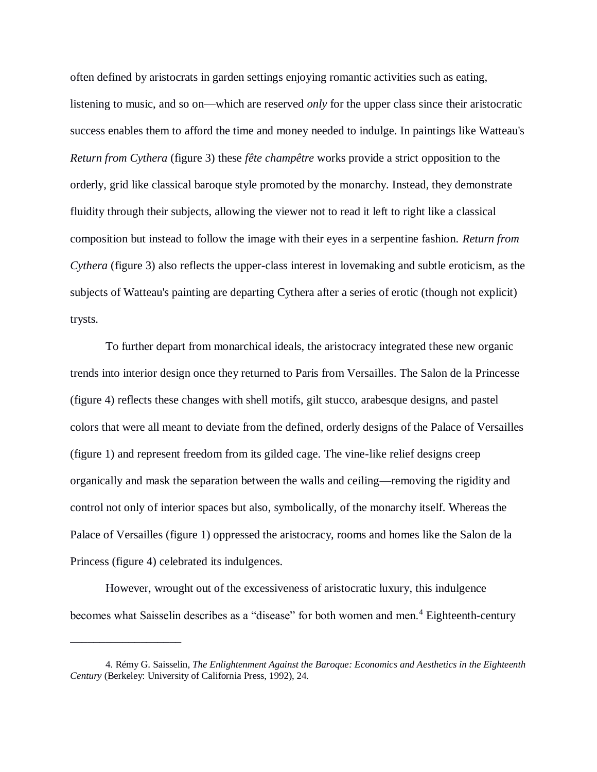often defined by aristocrats in garden settings enjoying romantic activities such as eating, listening to music, and so on—which are reserved *only* for the upper class since their aristocratic success enables them to afford the time and money needed to indulge. In paintings like Watteau's *Return from Cythera* (figure 3) these *fête champêtre* works provide a strict opposition to the orderly, grid like classical baroque style promoted by the monarchy. Instead, they demonstrate fluidity through their subjects, allowing the viewer not to read it left to right like a classical composition but instead to follow the image with their eyes in a serpentine fashion. *Return from Cythera* (figure 3) also reflects the upper-class interest in lovemaking and subtle eroticism, as the subjects of Watteau's painting are departing Cythera after a series of erotic (though not explicit) trysts.

To further depart from monarchical ideals, the aristocracy integrated these new organic trends into interior design once they returned to Paris from Versailles. The Salon de la Princesse (figure 4) reflects these changes with shell motifs, gilt stucco, arabesque designs, and pastel colors that were all meant to deviate from the defined, orderly designs of the Palace of Versailles (figure 1) and represent freedom from its gilded cage. The vine-like relief designs creep organically and mask the separation between the walls and ceiling—removing the rigidity and control not only of interior spaces but also, symbolically, of the monarchy itself. Whereas the Palace of Versailles (figure 1) oppressed the aristocracy, rooms and homes like the Salon de la Princess (figure 4) celebrated its indulgences.

However, wrought out of the excessiveness of aristocratic luxury, this indulgence becomes what Saisselin describes as a "disease" for both women and men.[4] Eighteenth-century

---

4. Rémy G. Saisselin, *The Enlightenment Against the Baroque: Economics and Aesthetics in the Eighteenth Century* (Berkeley: University of California Press, 1992), 24.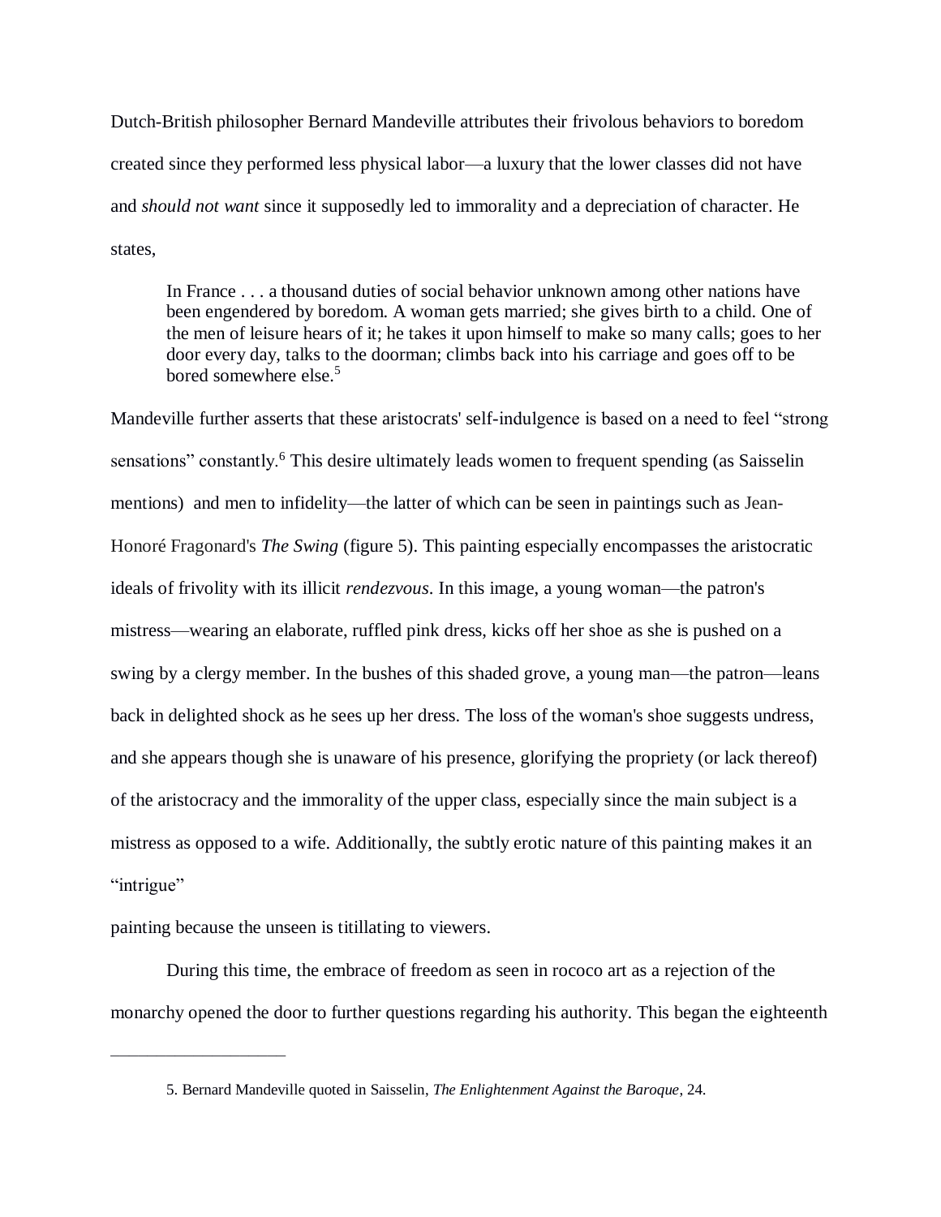Dutch-British philosopher Bernard Mandeville attributes their frivolous behaviors to boredom created since they performed less physical labor—a luxury that the lower classes did not have and *should not want* since it supposedly led to immorality and a depreciation of character. He states,

> In France . . . a thousand duties of social behavior unknown among other nations have been engendered by boredom. A woman gets married; she gives birth to a child. One of the men of leisure hears of it; he takes it upon himself to make so many calls; goes to her door every day, talks to the doorman; climbs back into his carriage and goes off to be bored somewhere else.[5]

Mandeville further asserts that these aristocrats' self-indulgence is based on a need to feel "strong sensations" constantly.[6] This desire ultimately leads women to frequent spending (as Saisselin mentions) and men to infidelity—the latter of which can be seen in paintings such as Jean-Honoré Fragonard's *The Swing* (figure 5). This painting especially encompasses the aristocratic ideals of frivolity with its illicit *rendezvous*. In this image, a young woman—the patron's mistress—wearing an elaborate, ruffled pink dress, kicks off her shoe as she is pushed on a swing by a clergy member. In the bushes of this shaded grove, a young man—the patron—leans back in delighted shock as he sees up her dress. The loss of the woman's shoe suggests undress, and she appears though she is unaware of his presence, glorifying the propriety (or lack thereof) of the aristocracy and the immorality of the upper class, especially since the main subject is a mistress as opposed to a wife. Additionally, the subtly erotic nature of this painting makes it an "intrigue" painting because the unseen is titillating to viewers.

During this time, the embrace of freedom as seen in rococo art as a rejection of the monarchy opened the door to further questions regarding his authority. This began the eighteenth

---

5. Bernard Mandeville quoted in Saisselin, *The Enlightenment Against the Baroque*, 24.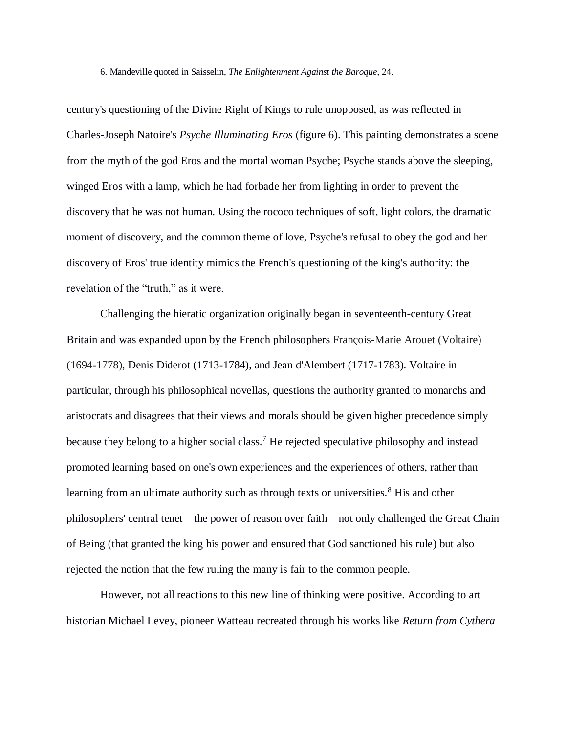6. Mandeville quoted in Saisselin, *The Enlightenment Against the Baroque*, 24.

century's questioning of the Divine Right of Kings to rule unopposed, as was reflected in Charles-Joseph Natoire's *Psyche Illuminating Eros* (figure 6). This painting demonstrates a scene from the myth of the god Eros and the mortal woman Psyche; Psyche stands above the sleeping, winged Eros with a lamp, which he had forbade her from lighting in order to prevent the discovery that he was not human. Using the rococo techniques of soft, light colors, the dramatic moment of discovery, and the common theme of love, Psyche's refusal to obey the god and her discovery of Eros' true identity mimics the French's questioning of the king's authority: the revelation of the "truth," as it were.

Challenging the hieratic organization originally began in seventeenth-century Great Britain and was expanded upon by the French philosophers François-Marie Arouet (Voltaire) (1694-1778), Denis Diderot (1713-1784), and Jean d'Alembert (1717-1783). Voltaire in particular, through his philosophical novellas, questions the authority granted to monarchs and aristocrats and disagrees that their views and morals should be given higher precedence simply because they belong to a higher social class.[7] He rejected speculative philosophy and instead promoted learning based on one's own experiences and the experiences of others, rather than learning from an ultimate authority such as through texts or universities.[8] His and other philosophers' central tenet—the power of reason over faith—not only challenged the Great Chain of Being (that granted the king his power and ensured that God sanctioned his rule) but also rejected the notion that the few ruling the many is fair to the common people.

However, not all reactions to this new line of thinking were positive. According to art historian Michael Levey, pioneer Watteau recreated through his works like *Return from Cythera*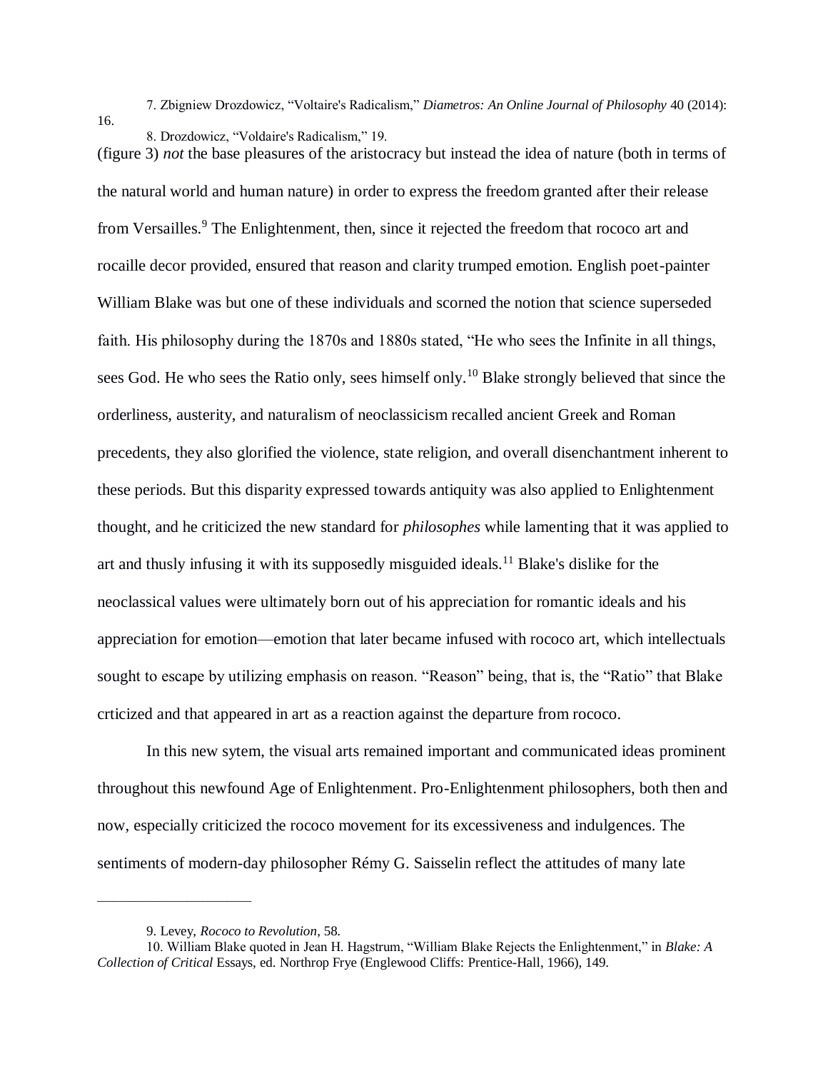7. Zbigniew Drozdowicz, “Voltaire's Radicalism,” *Diametros: An Online Journal of Philosophy* 40 (2014): 16.

8. Drozdowicz, “Voldaire's Radicalism,” 19.

(figure 3) *not* the base pleasures of the aristocracy but instead the idea of nature (both in terms of the natural world and human nature) in order to express the freedom granted after their release from Versailles.[9] The Enlightenment, then, since it rejected the freedom that rococo art and rocaille decor provided, ensured that reason and clarity trumped emotion. English poet-painter William Blake was but one of these individuals and scorned the notion that science superseded faith. His philosophy during the 1870s and 1880s stated, “He who sees the Infinite in all things, sees God. He who sees the Ratio only, sees himself only.[10] Blake strongly believed that since the orderliness, austerity, and naturalism of neoclassicism recalled ancient Greek and Roman precedents, they also glorified the violence, state religion, and overall disenchantment inherent to these periods. But this disparity expressed towards antiquity was also applied to Enlightenment thought, and he criticized the new standard for *philosophes* while lamenting that it was applied to art and thusly infusing it with its supposedly misguided ideals.[11] Blake's dislike for the neoclassical values were ultimately born out of his appreciation for romantic ideals and his appreciation for emotion—emotion that later became infused with rococo art, which intellectuals sought to escape by utilizing emphasis on reason. “Reason” being, that is, the “Ratio” that Blake crticized and that appeared in art as a reaction against the departure from rococo.

In this new sytem, the visual arts remained important and communicated ideas prominent throughout this newfound Age of Enlightenment. Pro-Enlightenment philosophers, both then and now, especially criticized the rococo movement for its excessiveness and indulgences. The sentiments of modern-day philosopher Rémy G. Saisselin reflect the attitudes of many late

---

9. Levey, *Rococo to Revolution*, 58.

10. William Blake quoted in Jean H. Hagstrum, “William Blake Rejects the Enlightenment,” in *Blake: A Collection of Critical* Essays, ed. Northrop Frye (Englewood Cliffs: Prentice-Hall, 1966), 149.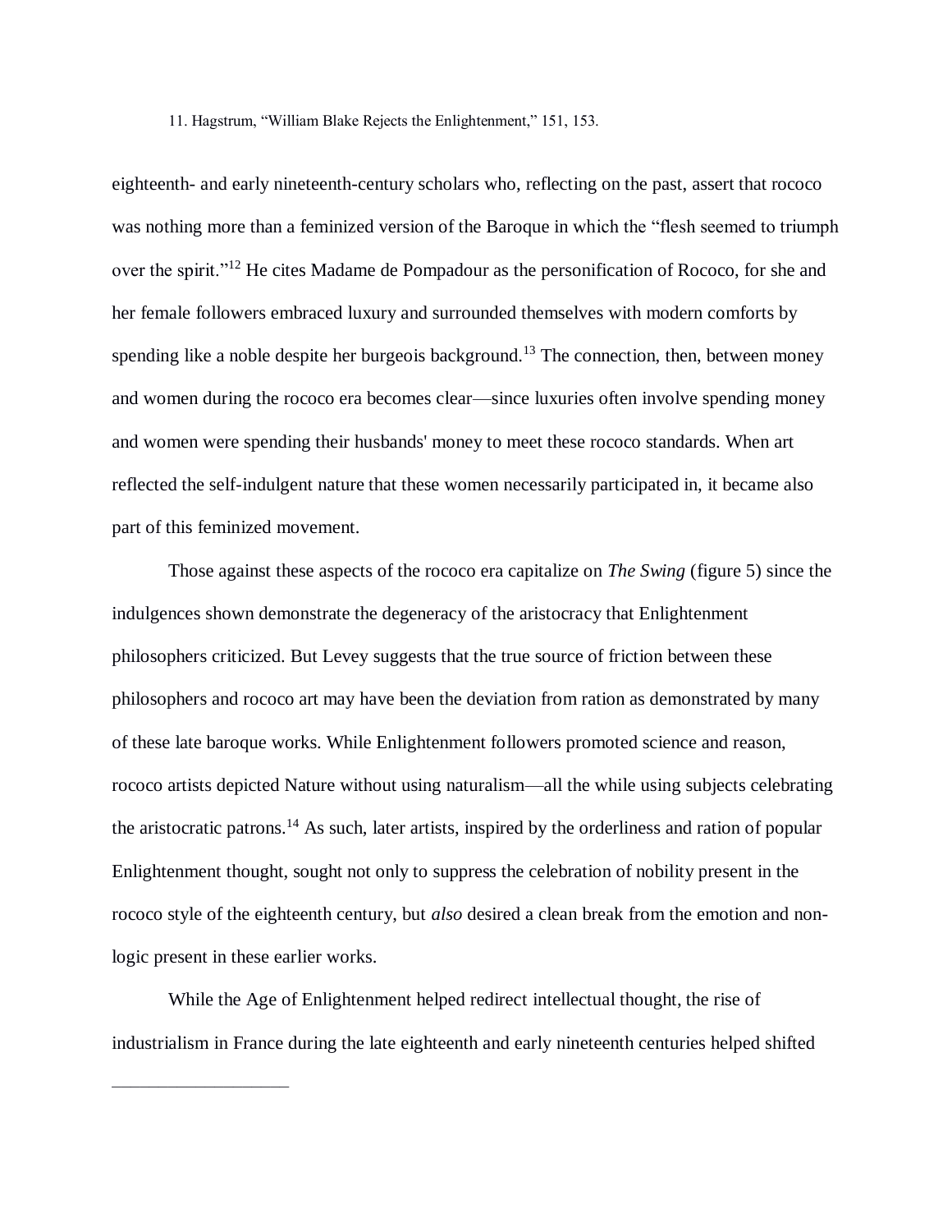11. Hagstrum, “William Blake Rejects the Enlightenment,” 151, 153.

eighteenth- and early nineteenth-century scholars who, reflecting on the past, assert that rococo was nothing more than a feminized version of the Baroque in which the “flesh seemed to triumph over the spirit.”[12] He cites Madame de Pompadour as the personification of Rococo, for she and her female followers embraced luxury and surrounded themselves with modern comforts by spending like a noble despite her burgeois background.[13] The connection, then, between money and women during the rococo era becomes clear—since luxuries often involve spending money and women were spending their husbands' money to meet these rococo standards. When art reflected the self-indulgent nature that these women necessarily participated in, it became also part of this feminized movement.

Those against these aspects of the rococo era capitalize on *The Swing* (figure 5) since the indulgences shown demonstrate the degeneracy of the aristocracy that Enlightenment philosophers criticized. But Levey suggests that the true source of friction between these philosophers and rococo art may have been the deviation from ration as demonstrated by many of these late baroque works. While Enlightenment followers promoted science and reason, rococo artists depicted Nature without using naturalism—all the while using subjects celebrating the aristocratic patrons.[14] As such, later artists, inspired by the orderliness and ration of popular Enlightenment thought, sought not only to suppress the celebration of nobility present in the rococo style of the eighteenth century, but *also* desired a clean break from the emotion and non-logic present in these earlier works.

While the Age of Enlightenment helped redirect intellectual thought, the rise of industrialism in France during the late eighteenth and early nineteenth centuries helped shifted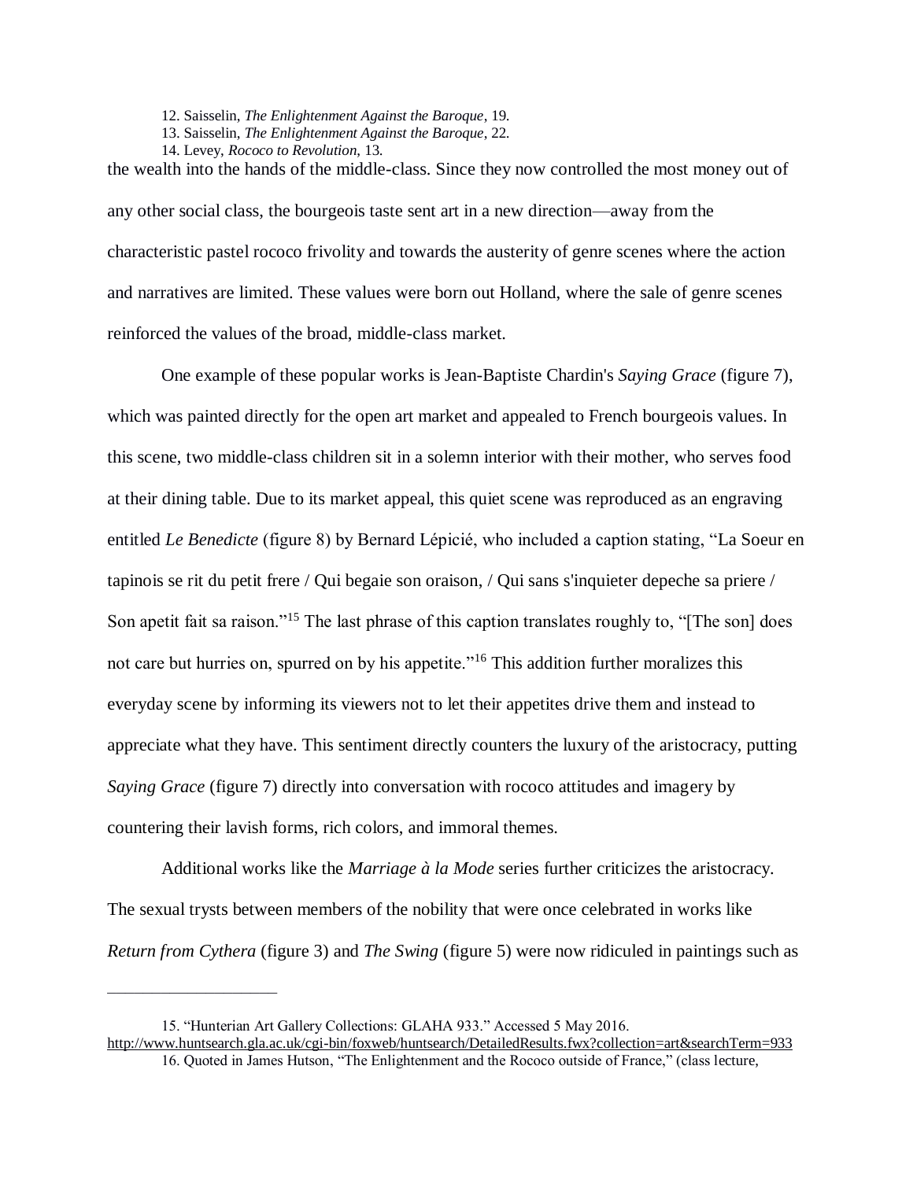12. Saisselin, *The Enlightenment Against the Baroque*, 19.
13. Saisselin, *The Enlightenment Against the Baroque*, 22.
14. Levey, *Rococo to Revolution*, 13.

the wealth into the hands of the middle-class. Since they now controlled the most money out of any other social class, the bourgeois taste sent art in a new direction—away from the characteristic pastel rococo frivolity and towards the austerity of genre scenes where the action and narratives are limited. These values were born out Holland, where the sale of genre scenes reinforced the values of the broad, middle-class market.

One example of these popular works is Jean-Baptiste Chardin's *Saying Grace* (figure 7), which was painted directly for the open art market and appealed to French bourgeois values. In this scene, two middle-class children sit in a solemn interior with their mother, who serves food at their dining table. Due to its market appeal, this quiet scene was reproduced as an engraving entitled *Le Benedicte* (figure 8) by Bernard Lépicié, who included a caption stating, "La Soeur en tapinois se rit du petit frere / Qui begaie son oraison, / Qui sans s'inquieter depeche sa priere / Son apetit fait sa raison."[15] The last phrase of this caption translates roughly to, "[The son] does not care but hurries on, spurred on by his appetite."[16] This addition further moralizes this everyday scene by informing its viewers not to let their appetites drive them and instead to appreciate what they have. This sentiment directly counters the luxury of the aristocracy, putting *Saying Grace* (figure 7) directly into conversation with rococo attitudes and imagery by countering their lavish forms, rich colors, and immoral themes.

Additional works like the *Marriage à la Mode* series further criticizes the aristocracy. The sexual trysts between members of the nobility that were once celebrated in works like *Return from Cythera* (figure 3) and *The Swing* (figure 5) were now ridiculed in paintings such as

---

15. "Hunterian Art Gallery Collections: GLAHA 933." Accessed 5 May 2016. http://www.huntsearch.gla.ac.uk/cgi-bin/foxweb/huntsearch/DetailedResults.fwx?collection=art&searchTerm=933

16. Quoted in James Hutson, "The Enlightenment and the Rococo outside of France," (class lecture,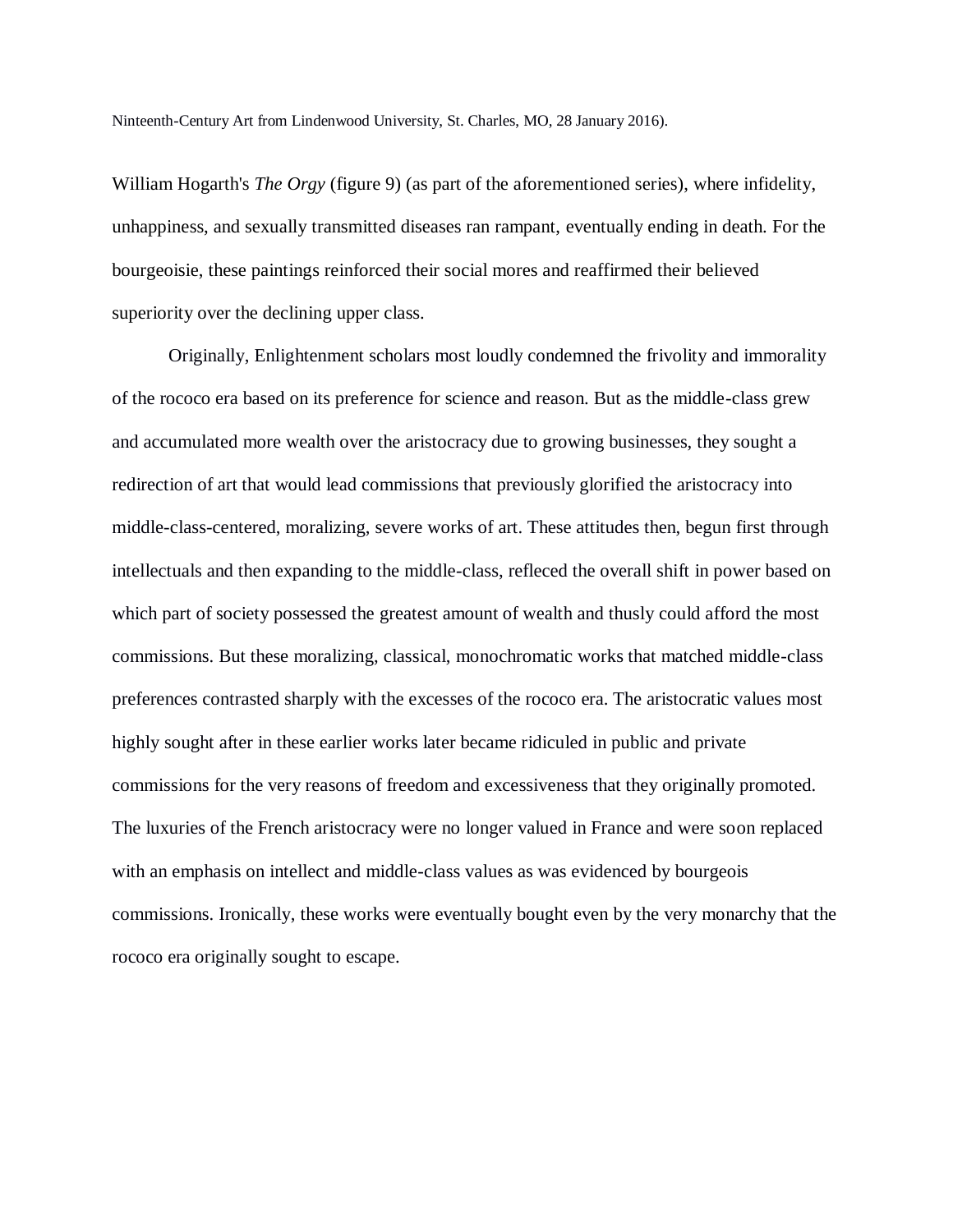Ninteenth-Century Art from Lindenwood University, St. Charles, MO, 28 January 2016).

William Hogarth's *The Orgy* (figure 9) (as part of the aforementioned series), where infidelity, unhappiness, and sexually transmitted diseases ran rampant, eventually ending in death. For the bourgeoisie, these paintings reinforced their social mores and reaffirmed their believed superiority over the declining upper class.

Originally, Enlightenment scholars most loudly condemned the frivolity and immorality of the rococo era based on its preference for science and reason. But as the middle-class grew and accumulated more wealth over the aristocracy due to growing businesses, they sought a redirection of art that would lead commissions that previously glorified the aristocracy into middle-class-centered, moralizing, severe works of art. These attitudes then, begun first through intellectuals and then expanding to the middle-class, refleced the overall shift in power based on which part of society possessed the greatest amount of wealth and thusly could afford the most commissions. But these moralizing, classical, monochromatic works that matched middle-class preferences contrasted sharply with the excesses of the rococo era. The aristocratic values most highly sought after in these earlier works later became ridiculed in public and private commissions for the very reasons of freedom and excessiveness that they originally promoted. The luxuries of the French aristocracy were no longer valued in France and were soon replaced with an emphasis on intellect and middle-class values as was evidenced by bourgeois commissions. Ironically, these works were eventually bought even by the very monarchy that the rococo era originally sought to escape.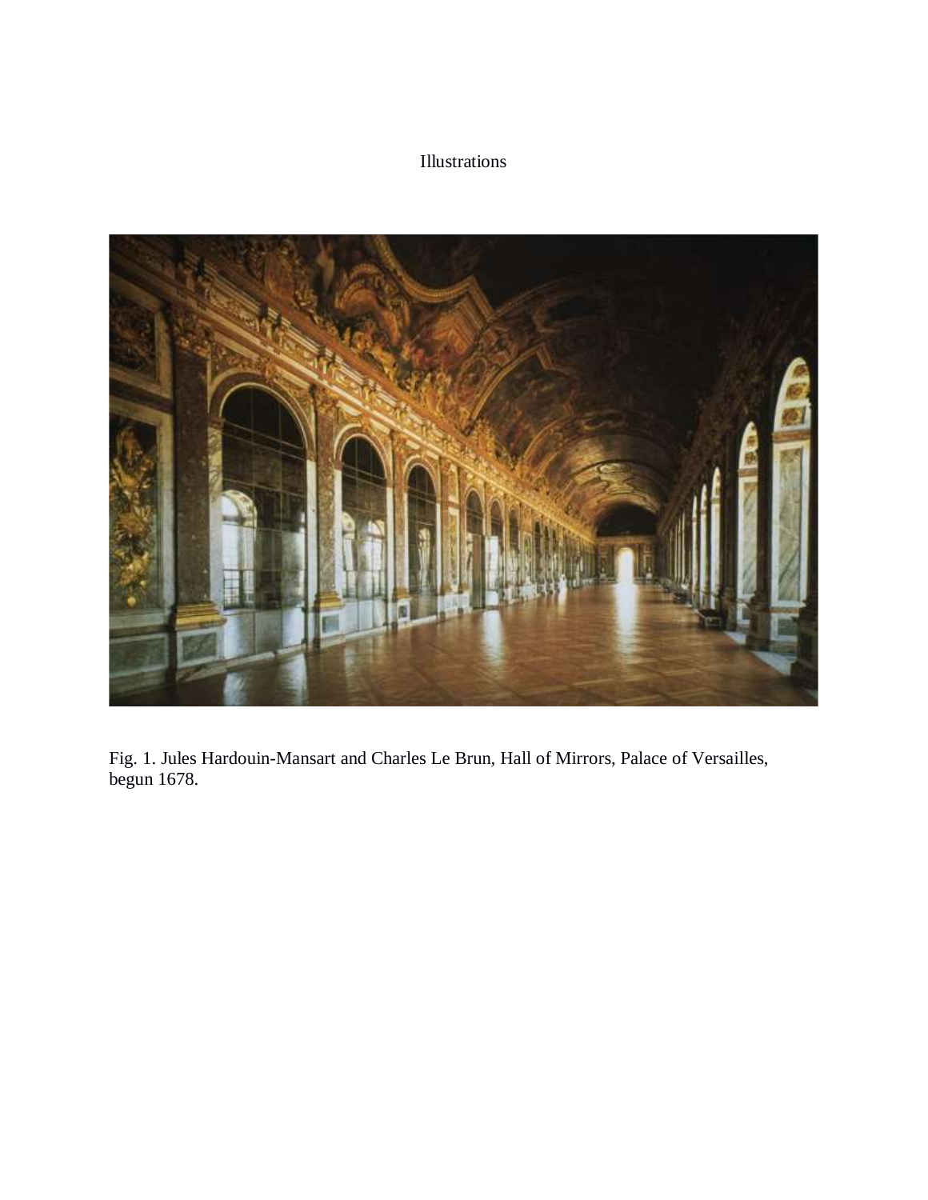Illustrations

Fig. 1. Jules Hardouin-Mansart and Charles Le Brun, Hall of Mirrors, Palace of Versailles, begun 1678.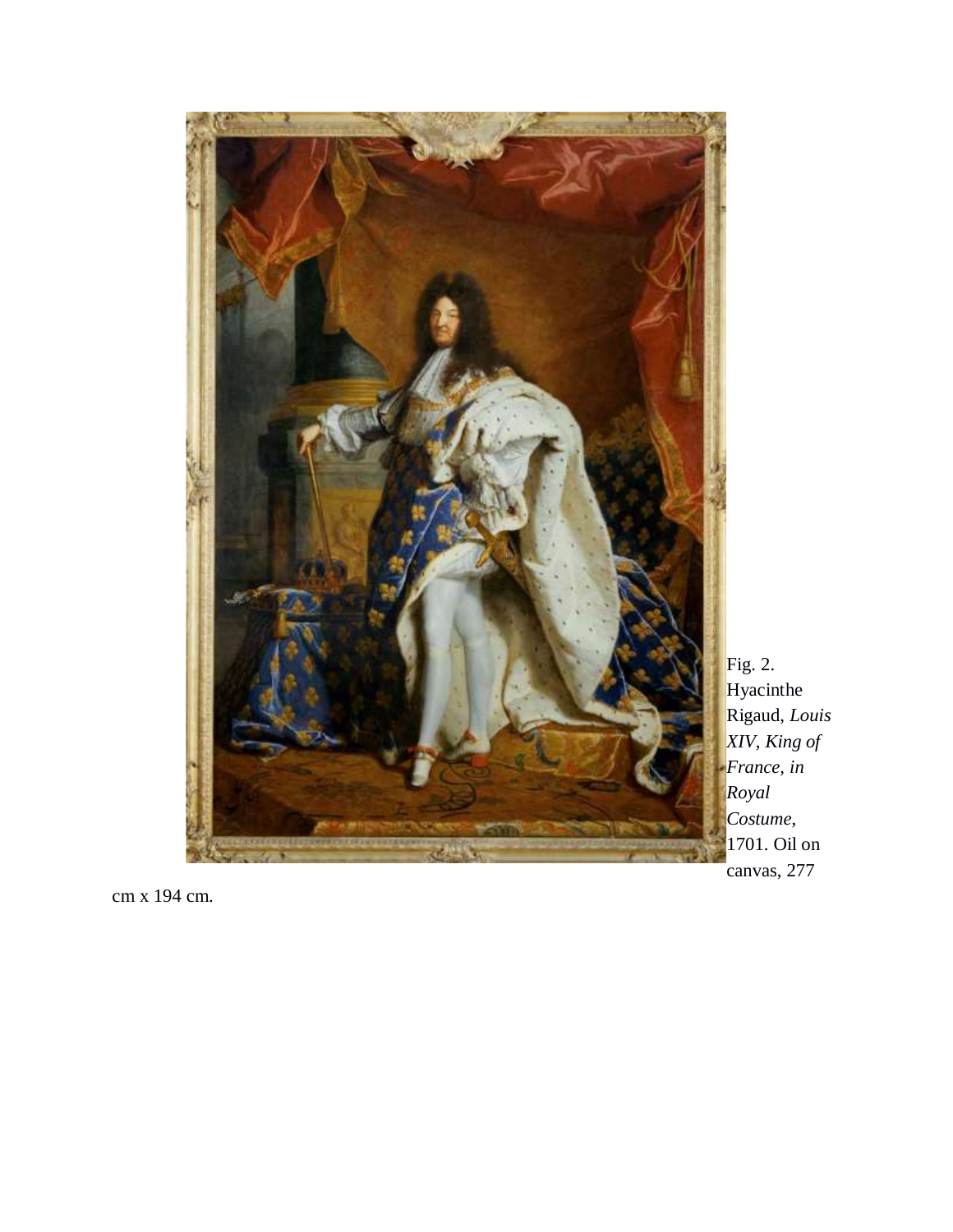Fig. 2. Hyacinthe Rigaud, *Louis XIV, King of France, in Royal Costume*, 1701. Oil on canvas, 277 cm x 194 cm.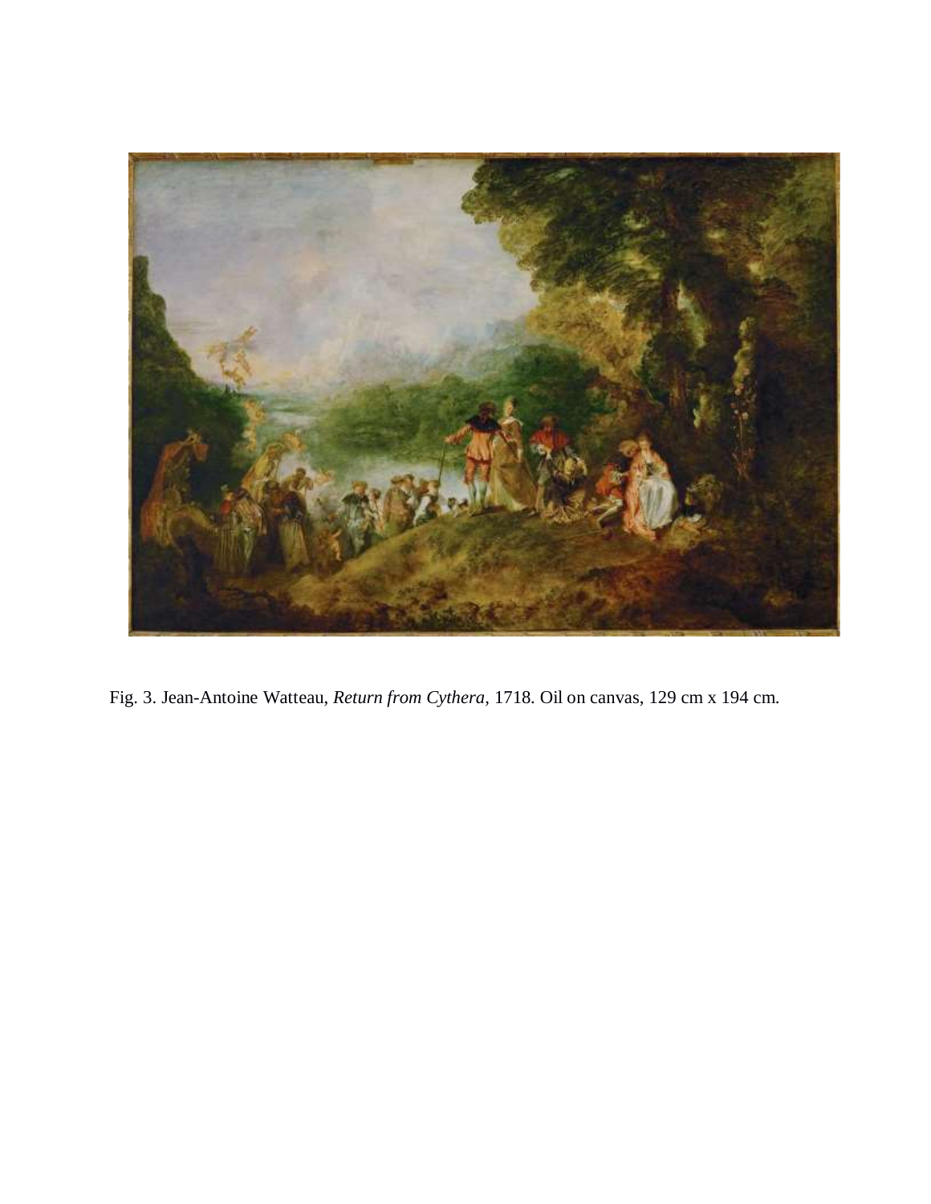Fig. 3. Jean-Antoine Watteau, *Return from Cythera*, 1718. Oil on canvas, 129 cm x 194 cm.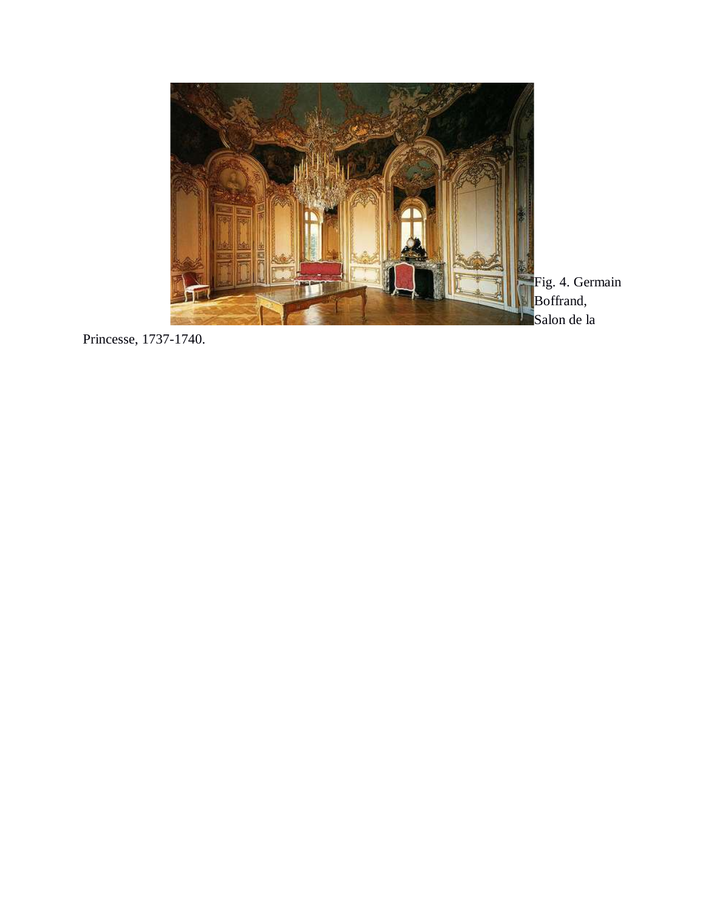Fig. 4. Germain Boffrand, Salon de la Princesse, 1737-1740.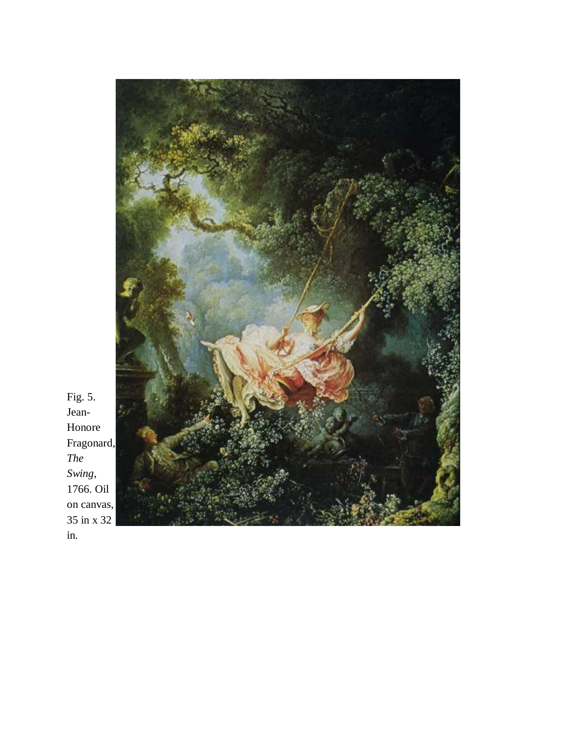Fig. 5. Jean-Honore Fragonard, *The Swing*, 1766. Oil on canvas, 35 in x 32 in.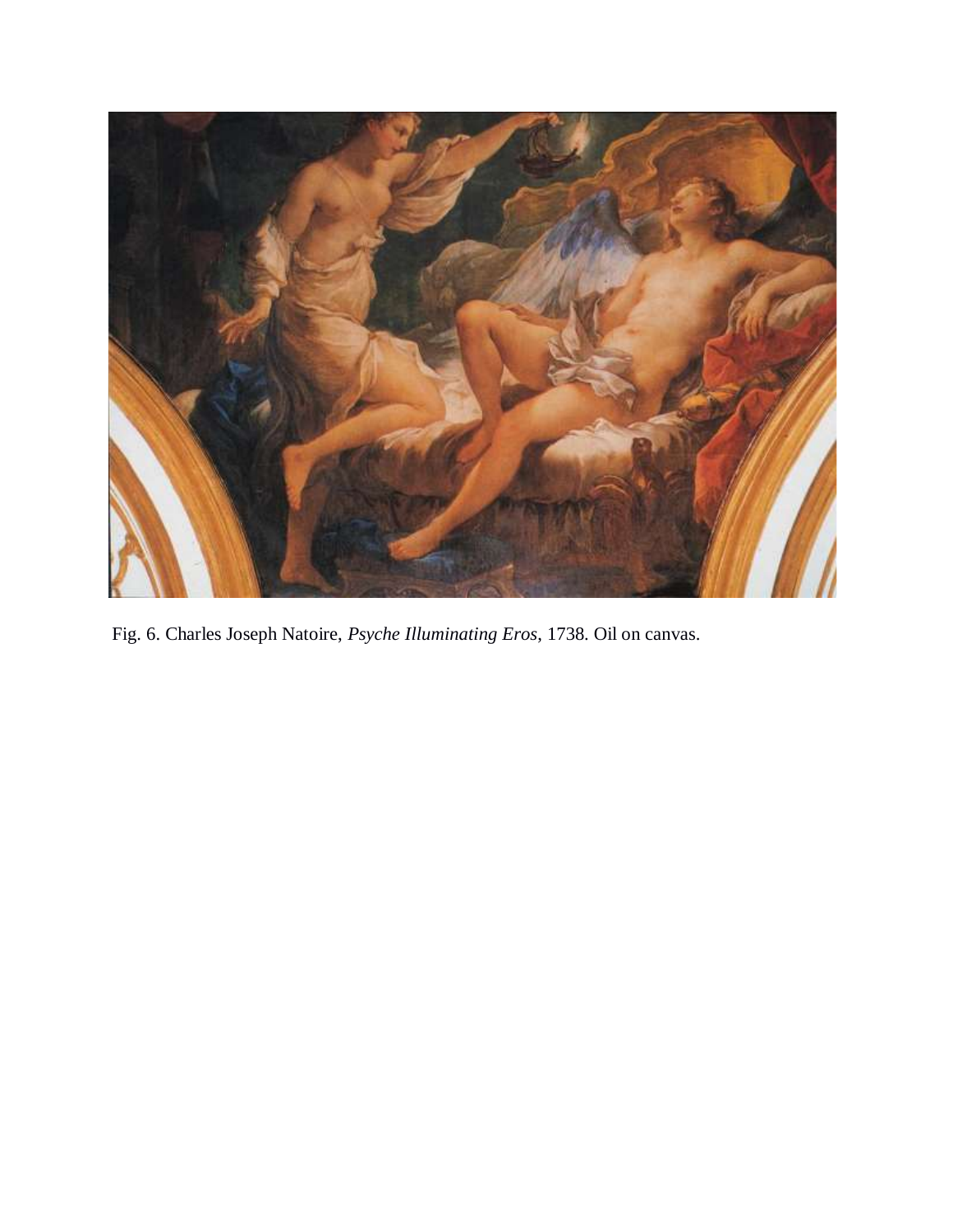Fig. 6. Charles Joseph Natoire, *Psyche Illuminating Eros*, 1738. Oil on canvas.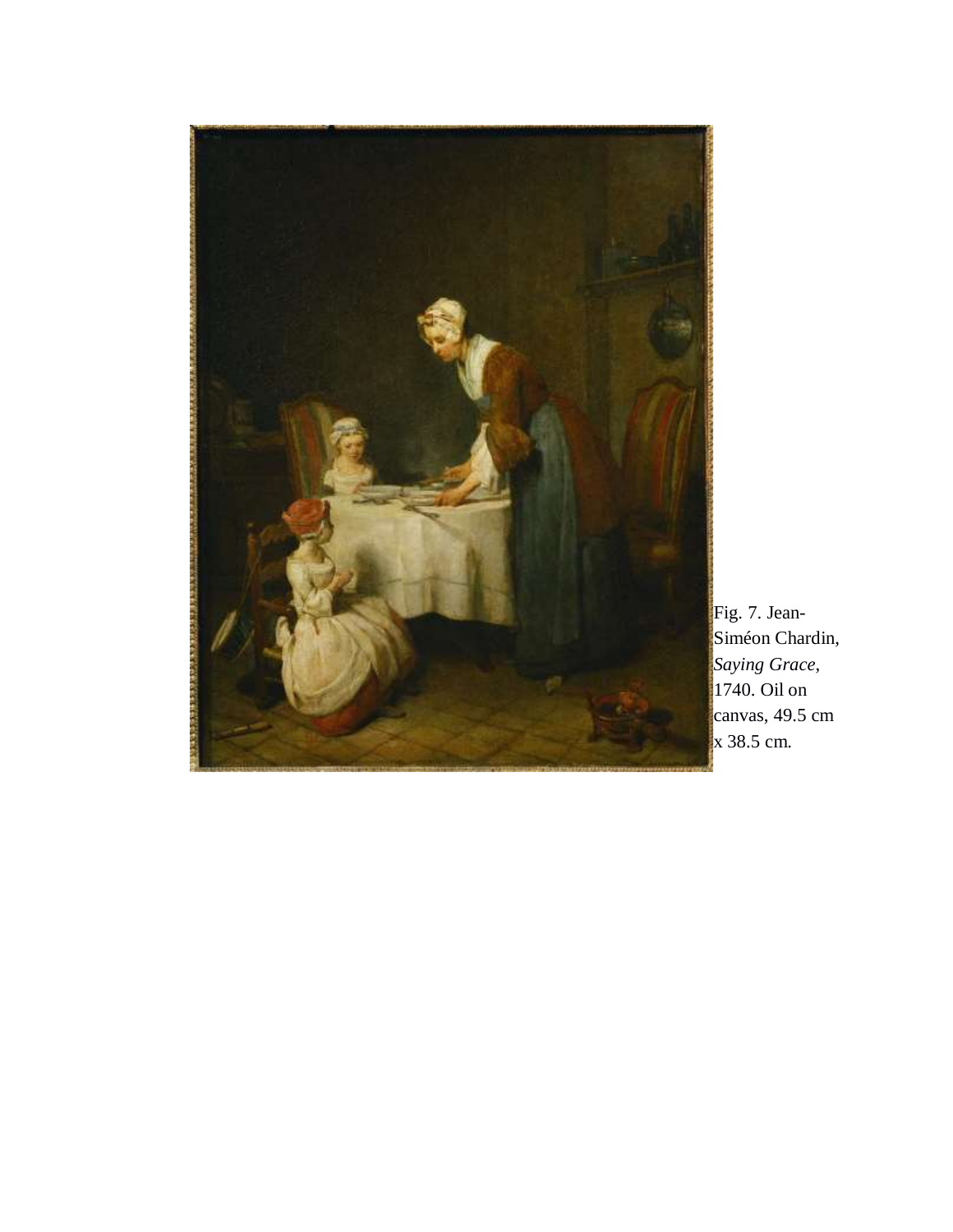Fig. 7. Jean-Siméon Chardin, *Saying Grace*, 1740. Oil on canvas, 49.5 cm x 38.5 cm.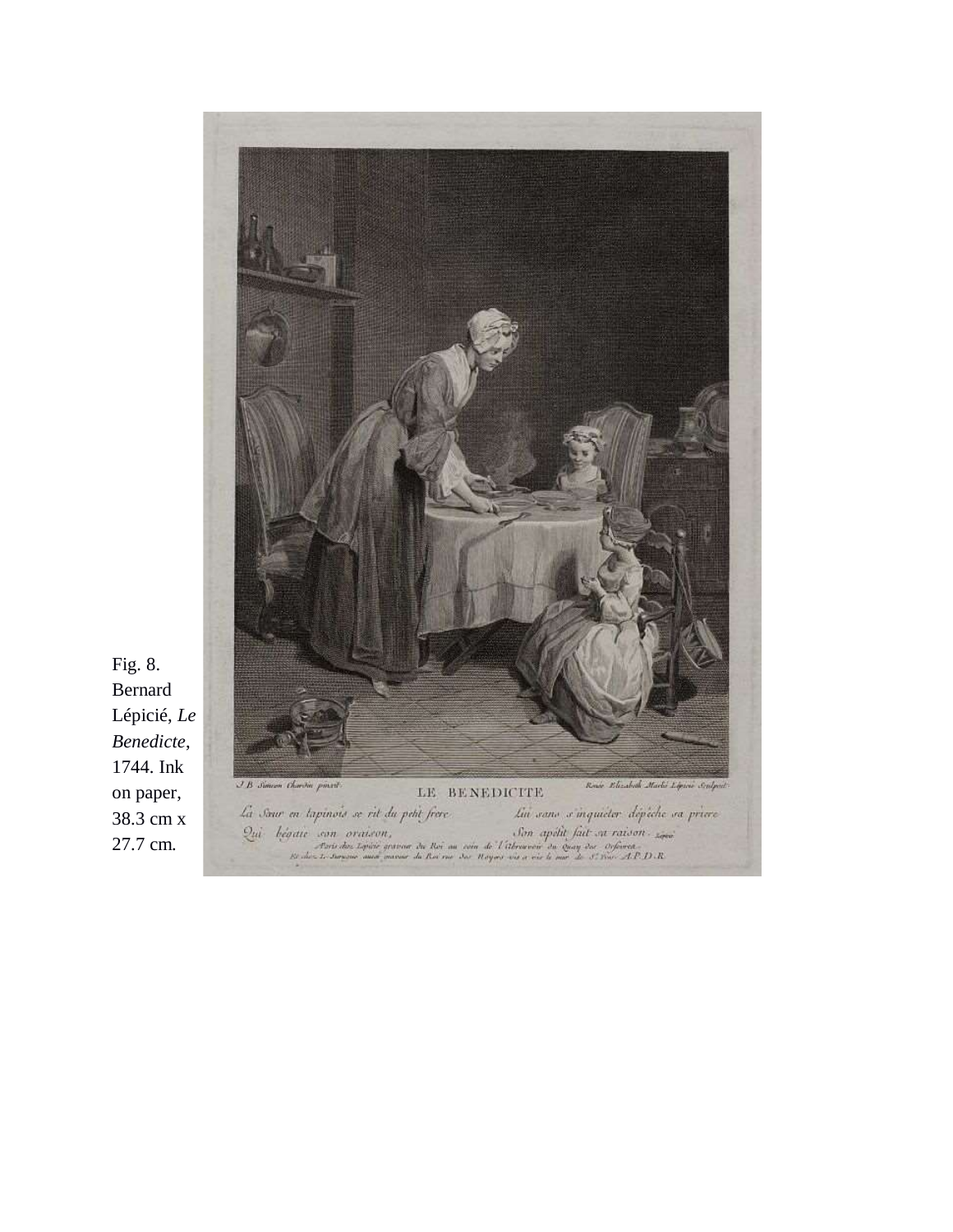Fig. 8. Bernard Lépicié, *Le Benedicte*, 1744. Ink on paper, 38.3 cm x 27.7 cm.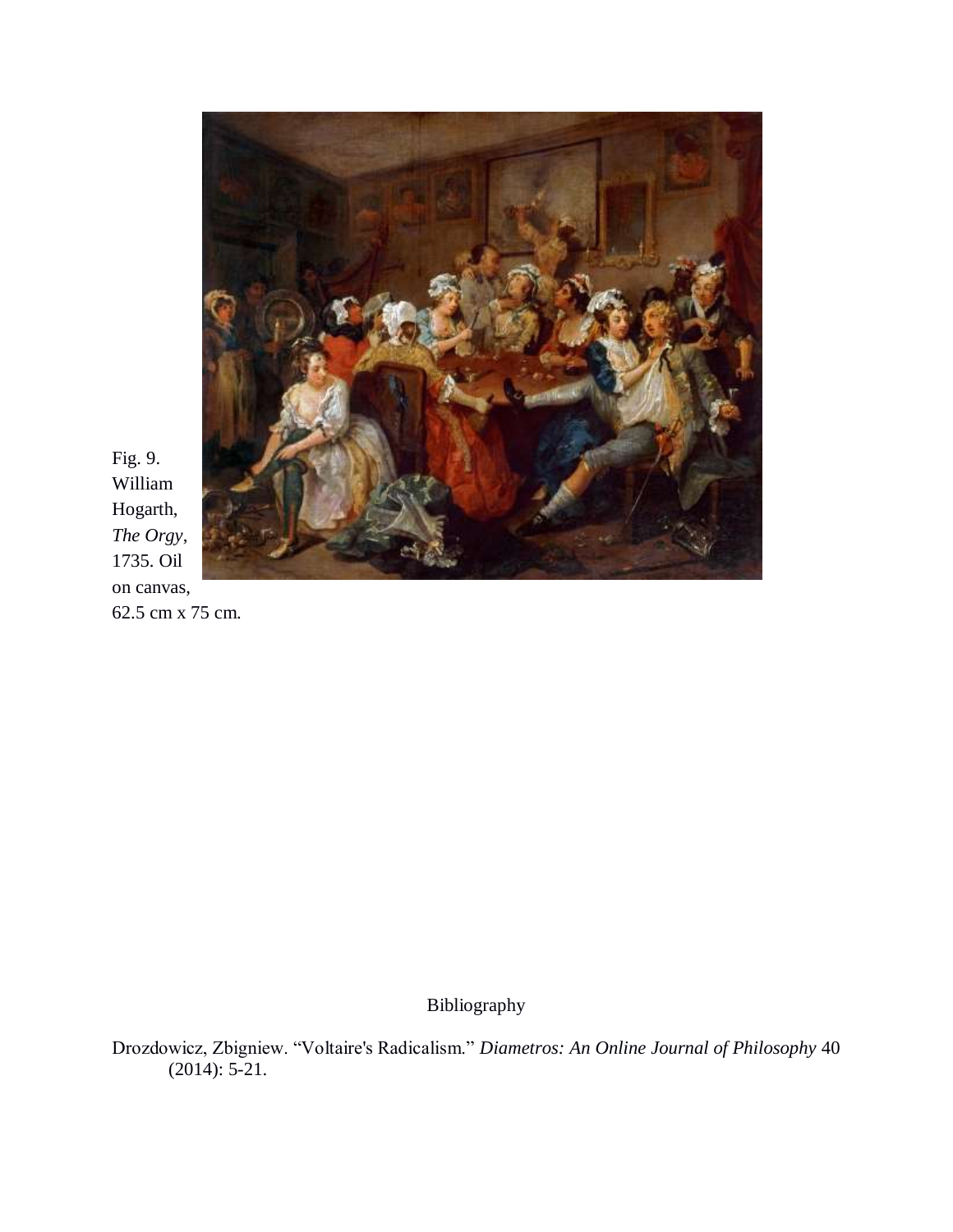Fig. 9. William Hogarth, *The Orgy*, 1735. Oil on canvas, 62.5 cm x 75 cm.

## Bibliography

Drozdowicz, Zbigniew. "Voltaire's Radicalism." *Diametros: An Online Journal of Philosophy* 40 (2014): 5-21.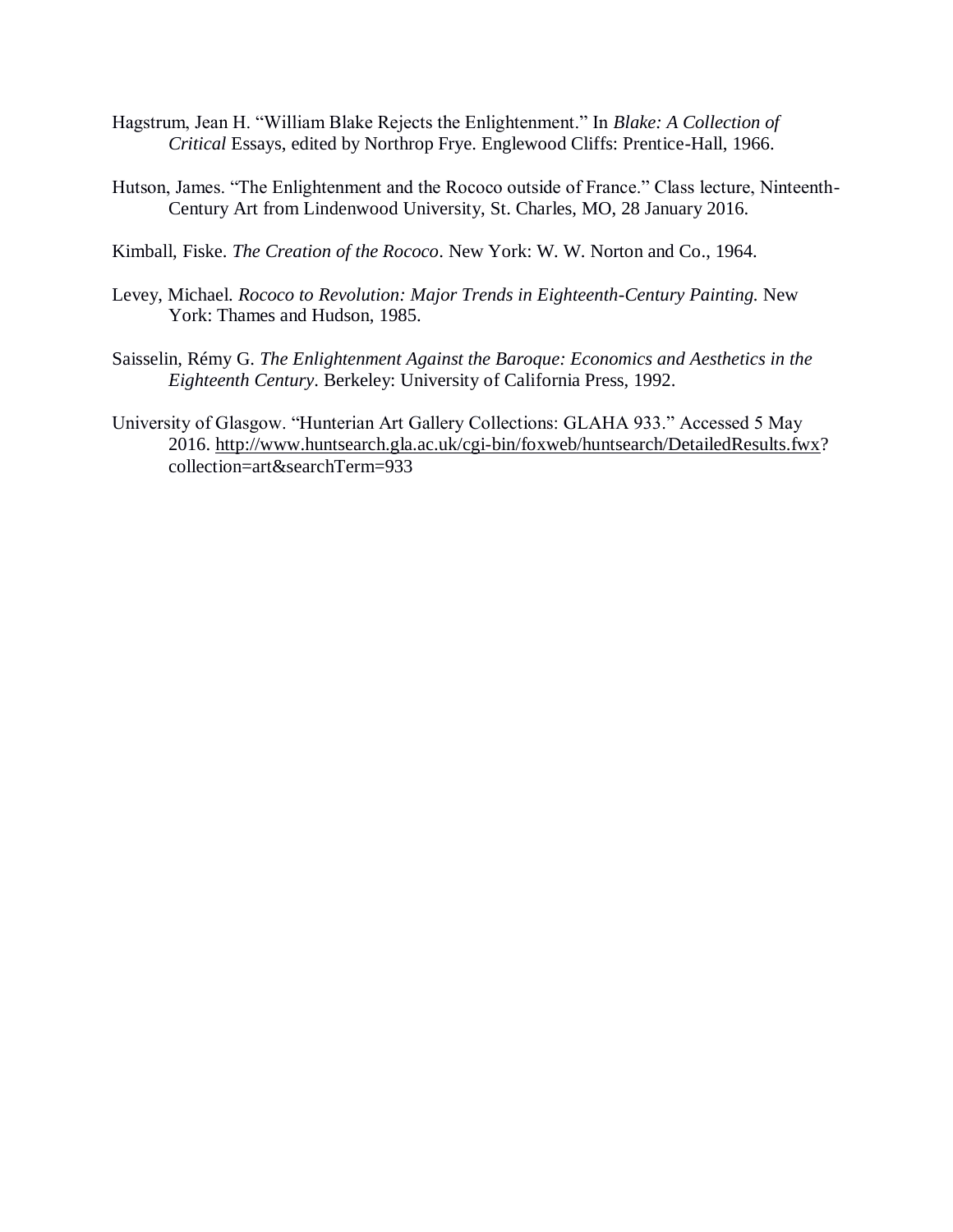Hagstrum, Jean H. “William Blake Rejects the Enlightenment.” In *Blake: A Collection of Critical* Essays, edited by Northrop Frye. Englewood Cliffs: Prentice-Hall, 1966.

Hutson, James. “The Enlightenment and the Rococo outside of France.” Class lecture, Ninteenth-Century Art from Lindenwood University, St. Charles, MO, 28 January 2016.

Kimball, Fiske. *The Creation of the Rococo*. New York: W. W. Norton and Co., 1964.

Levey, Michael. *Rococo to Revolution: Major Trends in Eighteenth-Century Painting.* New York: Thames and Hudson, 1985.

Saisselin, Rémy G. *The Enlightenment Against the Baroque: Economics and Aesthetics in the Eighteenth Century*. Berkeley: University of California Press, 1992.

University of Glasgow. “Hunterian Art Gallery Collections: GLAHA 933.” Accessed 5 May 2016. http://www.huntsearch.gla.ac.uk/cgi-bin/foxweb/huntsearch/DetailedResults.fwx?collection=art&searchTerm=933